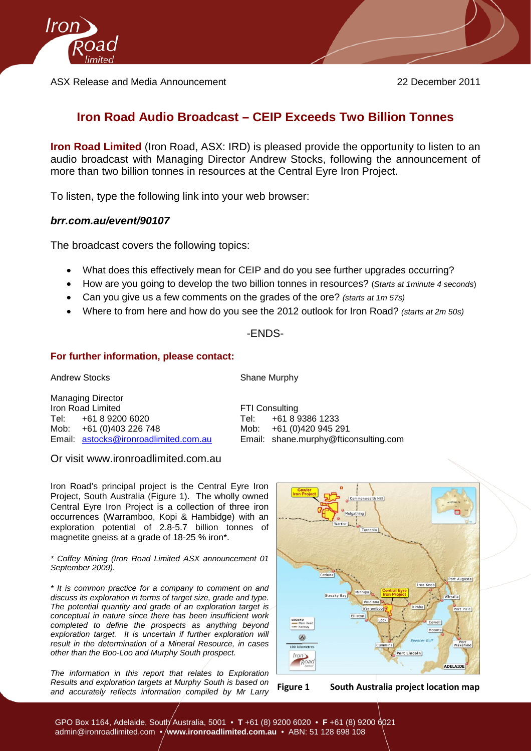ASX Release and Media Announcement

22 December 2011

# Iron Road Audio Broadcast – CEIP Exceeds Two Billion Tonnes

**Iron Road Limited** (Iron Road, ASX: IRD) is pleased provide the opportunity to listen to an audio broadcast with Managing Director Andrew Stocks, following the announcement of more than two billion tonnes in resources at the Central Eyre Iron Project.

To listen, type the following link into your web browser:

***brr.com.au/event/90107***

The broadcast covers the following topics:

- What does this effectively mean for CEIP and do you see further upgrades occurring?
- How are you going to develop the two billion tonnes in resources? (*Starts at 1minute 4 seconds*)
- Can you give us a few comments on the grades of the ore? *(starts at 1m 57s)*
- Where to from here and how do you see the 2012 outlook for Iron Road? *(starts at 2m 50s)*

-ENDS-

### For further information, please contact:

Andrew Stocks

Managing Director
Iron Road Limited
Tel: +61 8 9200 6020
Mob: +61 (0)403 226 748
Email: astocks@ironroadlimited.com.au

Shane Murphy

FTI Consulting
Tel: +61 8 9386 1233
Mob: +61 (0)420 945 291
Email: shane.murphy@fticonsulting.com

Or visit www.ironroadlimited.com.au

Iron Road's principal project is the Central Eyre Iron Project, South Australia (Figure 1). The wholly owned Central Eyre Iron Project is a collection of three iron occurrences (Warramboo, Kopi & Hambidge) with an exploration potential of 2.8-5.7 billion tonnes of magnetite gneiss at a grade of 18-25 % iron*.

*\* Coffey Mining (Iron Road Limited ASX announcement 01 September 2009).*

*\* It is common practice for a company to comment on and discuss its exploration in terms of target size, grade and type. The potential quantity and grade of an exploration target is conceptual in nature since there has been insufficient work completed to define the prospects as anything beyond exploration target. It is uncertain if further exploration will result in the determination of a Mineral Resource, in cases other than the Boo-Loo and Murphy South prospect.*

*The information in this report that relates to Exploration Results and exploration targets at Murphy South is based on and accurately reflects information compiled by Mr Larry*

**Figure 1 South Australia project location map**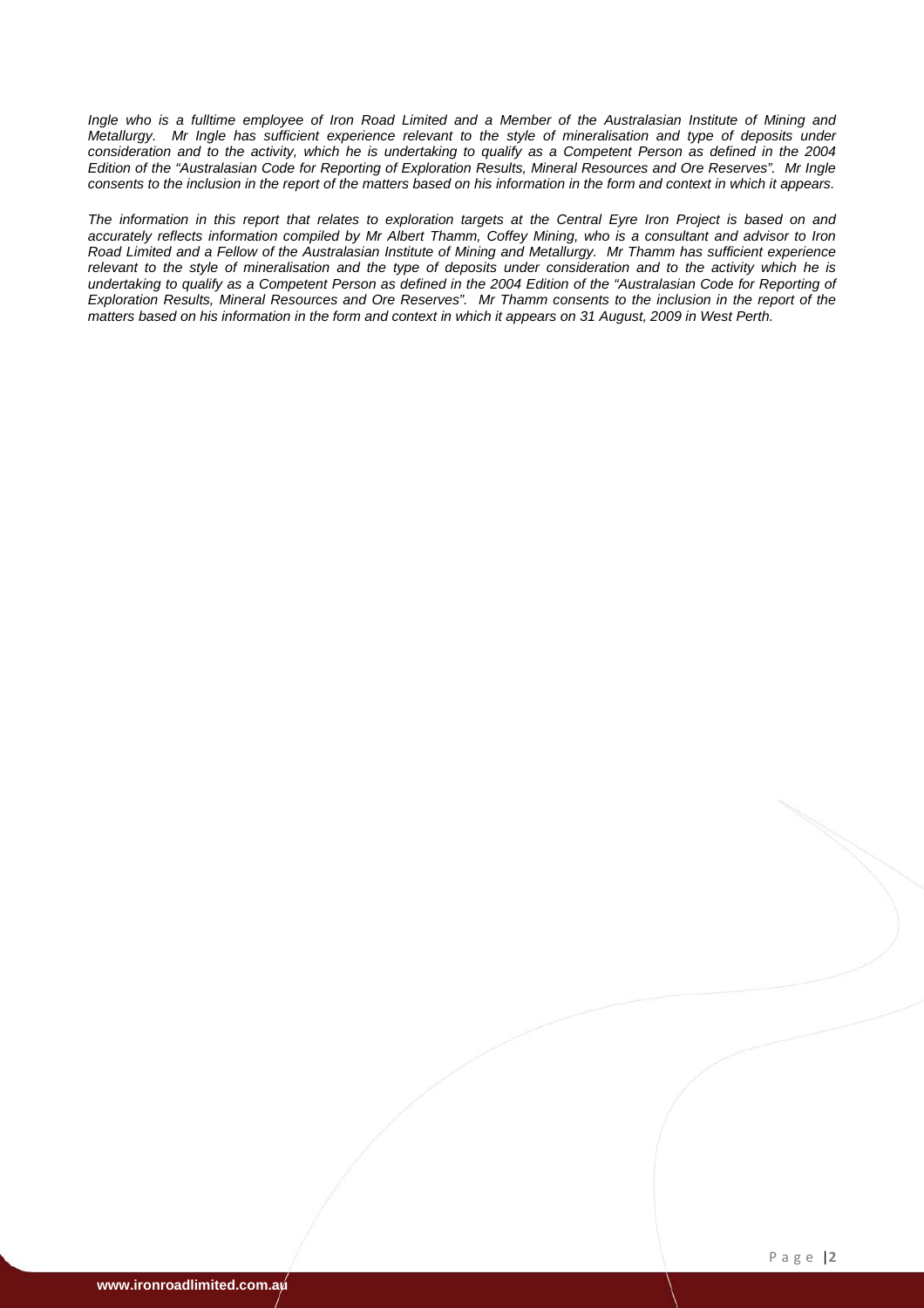*Ingle who is a fulltime employee of Iron Road Limited and a Member of the Australasian Institute of Mining and Metallurgy. Mr Ingle has sufficient experience relevant to the style of mineralisation and type of deposits under consideration and to the activity, which he is undertaking to qualify as a Competent Person as defined in the 2004 Edition of the "Australasian Code for Reporting of Exploration Results, Mineral Resources and Ore Reserves". Mr Ingle consents to the inclusion in the report of the matters based on his information in the form and context in which it appears.*

*The information in this report that relates to exploration targets at the Central Eyre Iron Project is based on and accurately reflects information compiled by Mr Albert Thamm, Coffey Mining, who is a consultant and advisor to Iron Road Limited and a Fellow of the Australasian Institute of Mining and Metallurgy. Mr Thamm has sufficient experience relevant to the style of mineralisation and the type of deposits under consideration and to the activity which he is undertaking to qualify as a Competent Person as defined in the 2004 Edition of the "Australasian Code for Reporting of Exploration Results, Mineral Resources and Ore Reserves". Mr Thamm consents to the inclusion in the report of the matters based on his information in the form and context in which it appears on 31 August, 2009 in West Perth.*